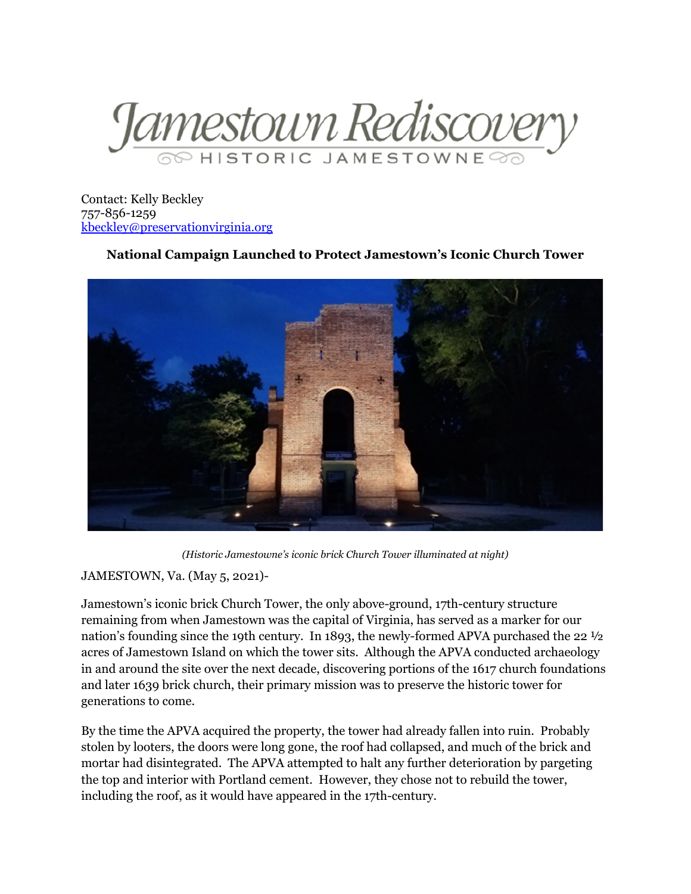Jamestown Rediscovery
HISTORIC JAMESTOWNE

Contact: Kelly Beckley
757-856-1259
[kbeckley@preservationvirginia.org](mailto:kbeckley@preservationvirginia.org)

**National Campaign Launched to Protect Jamestown's Iconic Church Tower**

*(Historic Jamestowne's iconic brick Church Tower illuminated at night)*

JAMESTOWN, Va. (May 5, 2021)-

Jamestown's iconic brick Church Tower, the only above-ground, 17th-century structure remaining from when Jamestown was the capital of Virginia, has served as a marker for our nation's founding since the 19th century. In 1893, the newly-formed APVA purchased the 22 ½ acres of Jamestown Island on which the tower sits. Although the APVA conducted archaeology in and around the site over the next decade, discovering portions of the 1617 church foundations and later 1639 brick church, their primary mission was to preserve the historic tower for generations to come.

By the time the APVA acquired the property, the tower had already fallen into ruin. Probably stolen by looters, the doors were long gone, the roof had collapsed, and much of the brick and mortar had disintegrated. The APVA attempted to halt any further deterioration by pargeting the top and interior with Portland cement. However, they chose not to rebuild the tower, including the roof, as it would have appeared in the 17th-century.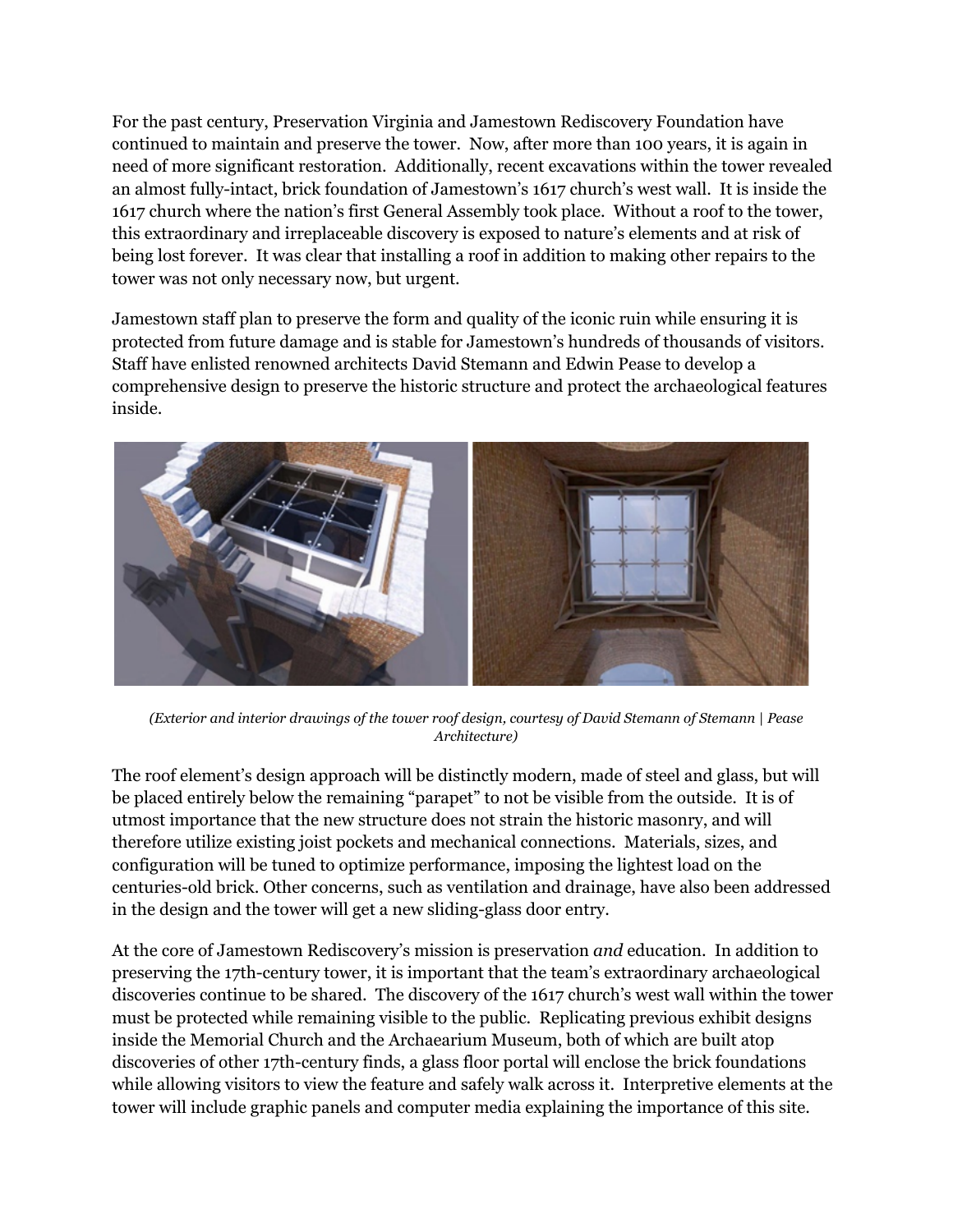For the past century, Preservation Virginia and Jamestown Rediscovery Foundation have continued to maintain and preserve the tower. Now, after more than 100 years, it is again in need of more significant restoration. Additionally, recent excavations within the tower revealed an almost fully-intact, brick foundation of Jamestown's 1617 church's west wall. It is inside the 1617 church where the nation's first General Assembly took place. Without a roof to the tower, this extraordinary and irreplaceable discovery is exposed to nature's elements and at risk of being lost forever. It was clear that installing a roof in addition to making other repairs to the tower was not only necessary now, but urgent.

Jamestown staff plan to preserve the form and quality of the iconic ruin while ensuring it is protected from future damage and is stable for Jamestown's hundreds of thousands of visitors. Staff have enlisted renowned architects David Stemann and Edwin Pease to develop a comprehensive design to preserve the historic structure and protect the archaeological features inside.

*(Exterior and interior drawings of the tower roof design, courtesy of David Stemann of Stemann | Pease Architecture)*

The roof element's design approach will be distinctly modern, made of steel and glass, but will be placed entirely below the remaining "parapet" to not be visible from the outside. It is of utmost importance that the new structure does not strain the historic masonry, and will therefore utilize existing joist pockets and mechanical connections. Materials, sizes, and configuration will be tuned to optimize performance, imposing the lightest load on the centuries-old brick. Other concerns, such as ventilation and drainage, have also been addressed in the design and the tower will get a new sliding-glass door entry.

At the core of Jamestown Rediscovery's mission is preservation *and* education. In addition to preserving the 17th-century tower, it is important that the team's extraordinary archaeological discoveries continue to be shared. The discovery of the 1617 church's west wall within the tower must be protected while remaining visible to the public. Replicating previous exhibit designs inside the Memorial Church and the Archaearium Museum, both of which are built atop discoveries of other 17th-century finds, a glass floor portal will enclose the brick foundations while allowing visitors to view the feature and safely walk across it. Interpretive elements at the tower will include graphic panels and computer media explaining the importance of this site.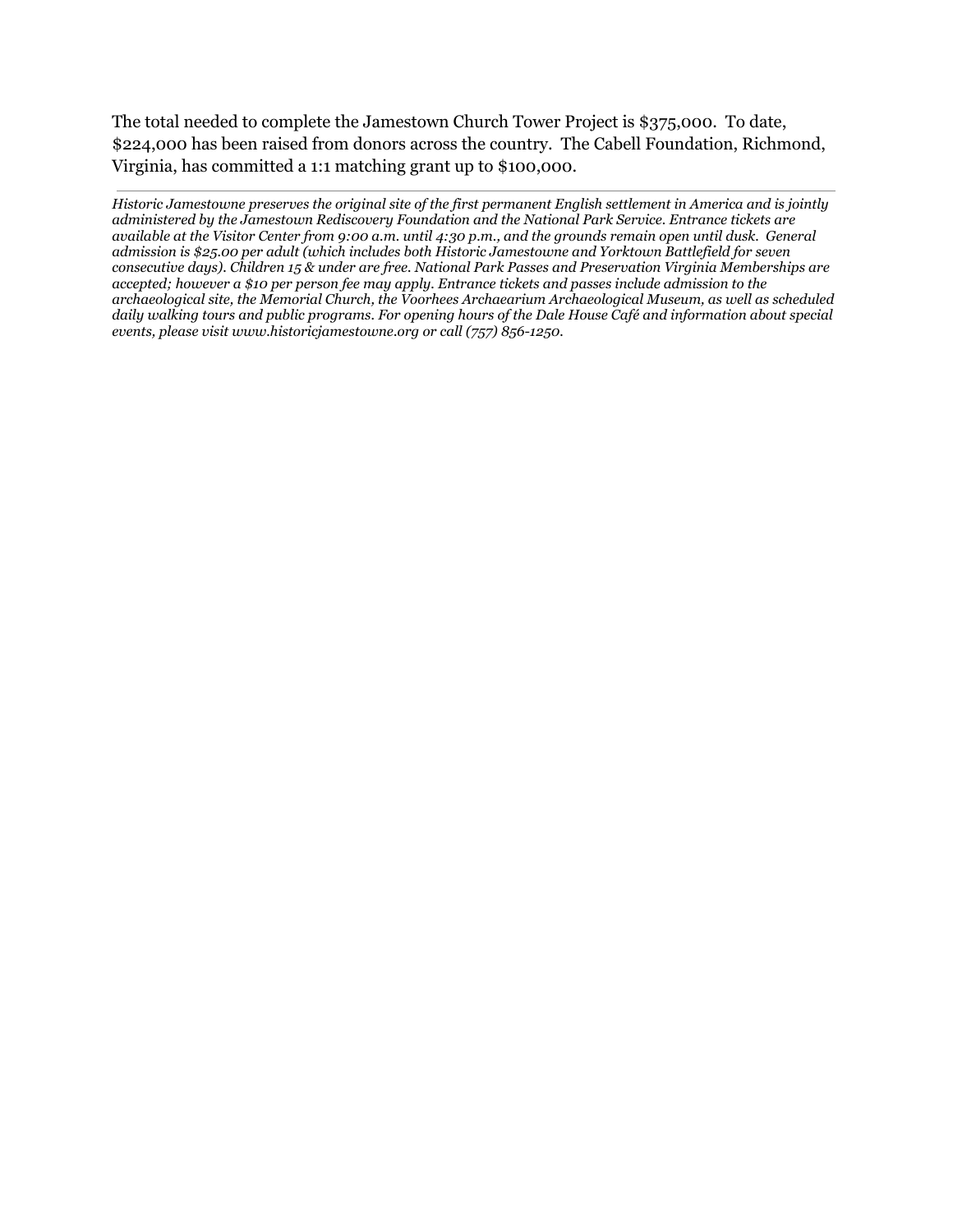The total needed to complete the Jamestown Church Tower Project is $375,000. To date, $224,000 has been raised from donors across the country. The Cabell Foundation, Richmond, Virginia, has committed a 1:1 matching grant up to $100,000.

---

*Historic Jamestowne preserves the original site of the first permanent English settlement in America and is jointly administered by the Jamestown Rediscovery Foundation and the National Park Service. Entrance tickets are available at the Visitor Center from 9:00 a.m. until 4:30 p.m., and the grounds remain open until dusk. General admission is $25.00 per adult (which includes both Historic Jamestowne and Yorktown Battlefield for seven consecutive days). Children 15 & under are free. National Park Passes and Preservation Virginia Memberships are accepted; however a $10 per person fee may apply. Entrance tickets and passes include admission to the archaeological site, the Memorial Church, the Voorhees Archaearium Archaeological Museum, as well as scheduled daily walking tours and public programs. For opening hours of the Dale House Café and information about special events, please visit www.historicjamestowne.org or call (757) 856-1250.*